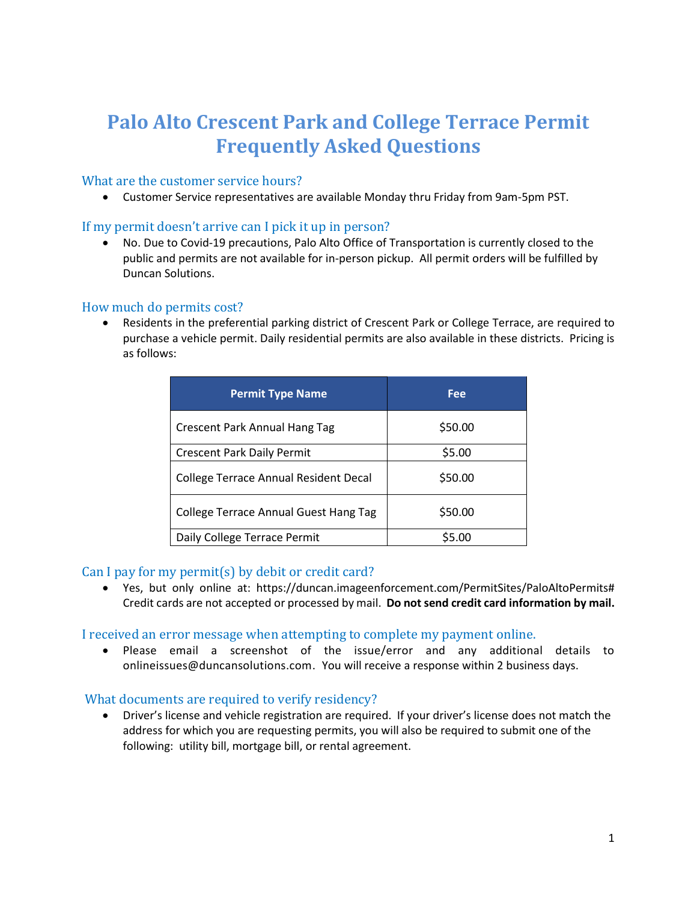# Palo Alto Crescent Park and College Terrace Permit Frequently Asked Questions

## What are the customer service hours?

- Customer Service representatives are available Monday thru Friday from 9am-5pm PST.

## If my permit doesn't arrive can I pick it up in person?

- No. Due to Covid-19 precautions, Palo Alto Office of Transportation is currently closed to the public and permits are not available for in-person pickup. All permit orders will be fulfilled by Duncan Solutions.

## How much do permits cost?

- Residents in the preferential parking district of Crescent Park or College Terrace, are required to purchase a vehicle permit. Daily residential permits are also available in these districts. Pricing is as follows:

| Permit Type Name | Fee |
|---|---|
| Crescent Park Annual Hang Tag | $50.00 |
| Crescent Park Daily Permit | $5.00 |
| College Terrace Annual Resident Decal | $50.00 |
| College Terrace Annual Guest Hang Tag | $50.00 |
| Daily College Terrace Permit | $5.00 |

## Can I pay for my permit(s) by debit or credit card?

- Yes, but only online at: https://duncan.imageenforcement.com/PermitSites/PaloAltoPermits# Credit cards are not accepted or processed by mail. **Do not send credit card information by mail.**

## I received an error message when attempting to complete my payment online.

- Please email a screenshot of the issue/error and any additional details to onlineissues@duncansolutions.com. You will receive a response within 2 business days.

## What documents are required to verify residency?

- Driver's license and vehicle registration are required. If your driver's license does not match the address for which you are requesting permits, you will also be required to submit one of the following: utility bill, mortgage bill, or rental agreement.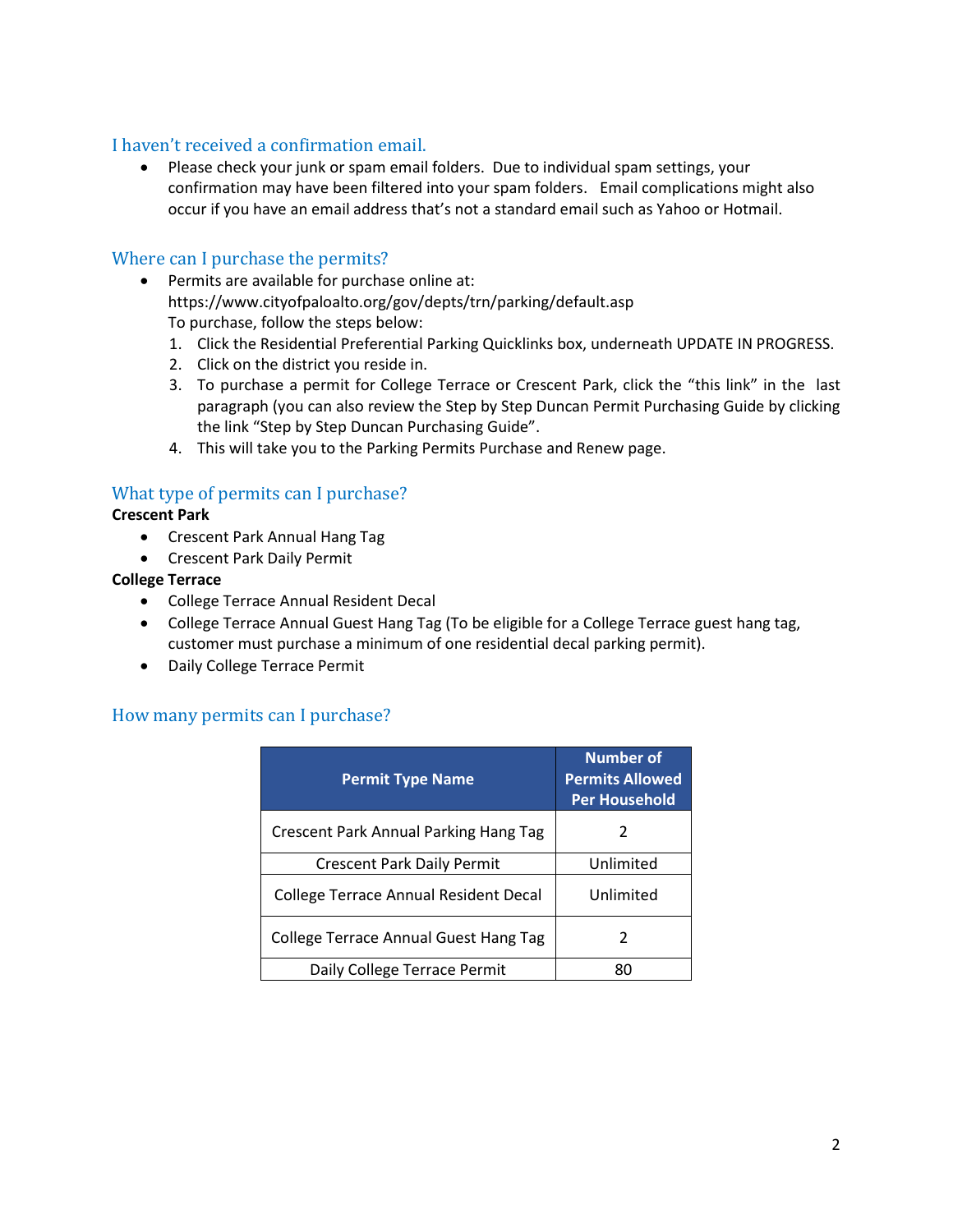## I haven't received a confirmation email.

- Please check your junk or spam email folders. Due to individual spam settings, your confirmation may have been filtered into your spam folders. Email complications might also occur if you have an email address that's not a standard email such as Yahoo or Hotmail.

## Where can I purchase the permits?

- Permits are available for purchase online at: https://www.cityofpaloalto.org/gov/depts/trn/parking/default.asp
  To purchase, follow the steps below:
  1. Click the Residential Preferential Parking Quicklinks box, underneath UPDATE IN PROGRESS.
  2. Click on the district you reside in.
  3. To purchase a permit for College Terrace or Crescent Park, click the "this link" in the last paragraph (you can also review the Step by Step Duncan Permit Purchasing Guide by clicking the link "Step by Step Duncan Purchasing Guide".
  4. This will take you to the Parking Permits Purchase and Renew page.

## What type of permits can I purchase?

**Crescent Park**

- Crescent Park Annual Hang Tag
- Crescent Park Daily Permit

**College Terrace**

- College Terrace Annual Resident Decal
- College Terrace Annual Guest Hang Tag (To be eligible for a College Terrace guest hang tag, customer must purchase a minimum of one residential decal parking permit).
- Daily College Terrace Permit

## How many permits can I purchase?

| Permit Type Name | Number of Permits Allowed Per Household |
|---|---|
| Crescent Park Annual Parking Hang Tag | 2 |
| Crescent Park Daily Permit | Unlimited |
| College Terrace Annual Resident Decal | Unlimited |
| College Terrace Annual Guest Hang Tag | 2 |
| Daily College Terrace Permit | 80 |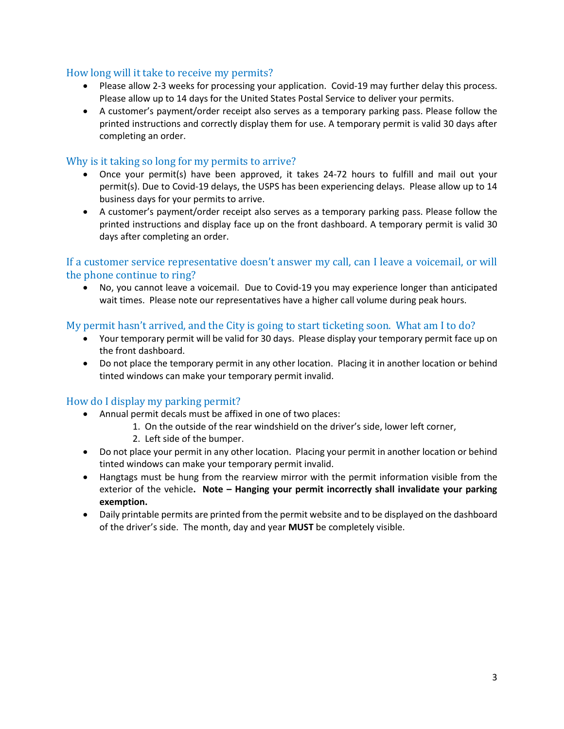## How long will it take to receive my permits?

- Please allow 2-3 weeks for processing your application. Covid-19 may further delay this process. Please allow up to 14 days for the United States Postal Service to deliver your permits.
- A customer's payment/order receipt also serves as a temporary parking pass. Please follow the printed instructions and correctly display them for use. A temporary permit is valid 30 days after completing an order.

## Why is it taking so long for my permits to arrive?

- Once your permit(s) have been approved, it takes 24-72 hours to fulfill and mail out your permit(s). Due to Covid-19 delays, the USPS has been experiencing delays. Please allow up to 14 business days for your permits to arrive.
- A customer's payment/order receipt also serves as a temporary parking pass. Please follow the printed instructions and display face up on the front dashboard. A temporary permit is valid 30 days after completing an order.

## If a customer service representative doesn't answer my call, can I leave a voicemail, or will the phone continue to ring?

- No, you cannot leave a voicemail. Due to Covid-19 you may experience longer than anticipated wait times. Please note our representatives have a higher call volume during peak hours.

## My permit hasn't arrived, and the City is going to start ticketing soon. What am I to do?

- Your temporary permit will be valid for 30 days. Please display your temporary permit face up on the front dashboard.
- Do not place the temporary permit in any other location. Placing it in another location or behind tinted windows can make your temporary permit invalid.

## How do I display my parking permit?

- Annual permit decals must be affixed in one of two places:
  1. On the outside of the rear windshield on the driver's side, lower left corner,
  2. Left side of the bumper.
- Do not place your permit in any other location. Placing your permit in another location or behind tinted windows can make your temporary permit invalid.
- Hangtags must be hung from the rearview mirror with the permit information visible from the exterior of the vehicle**.** **Note – Hanging your permit incorrectly shall invalidate your parking exemption.**
- Daily printable permits are printed from the permit website and to be displayed on the dashboard of the driver's side. The month, day and year **MUST** be completely visible.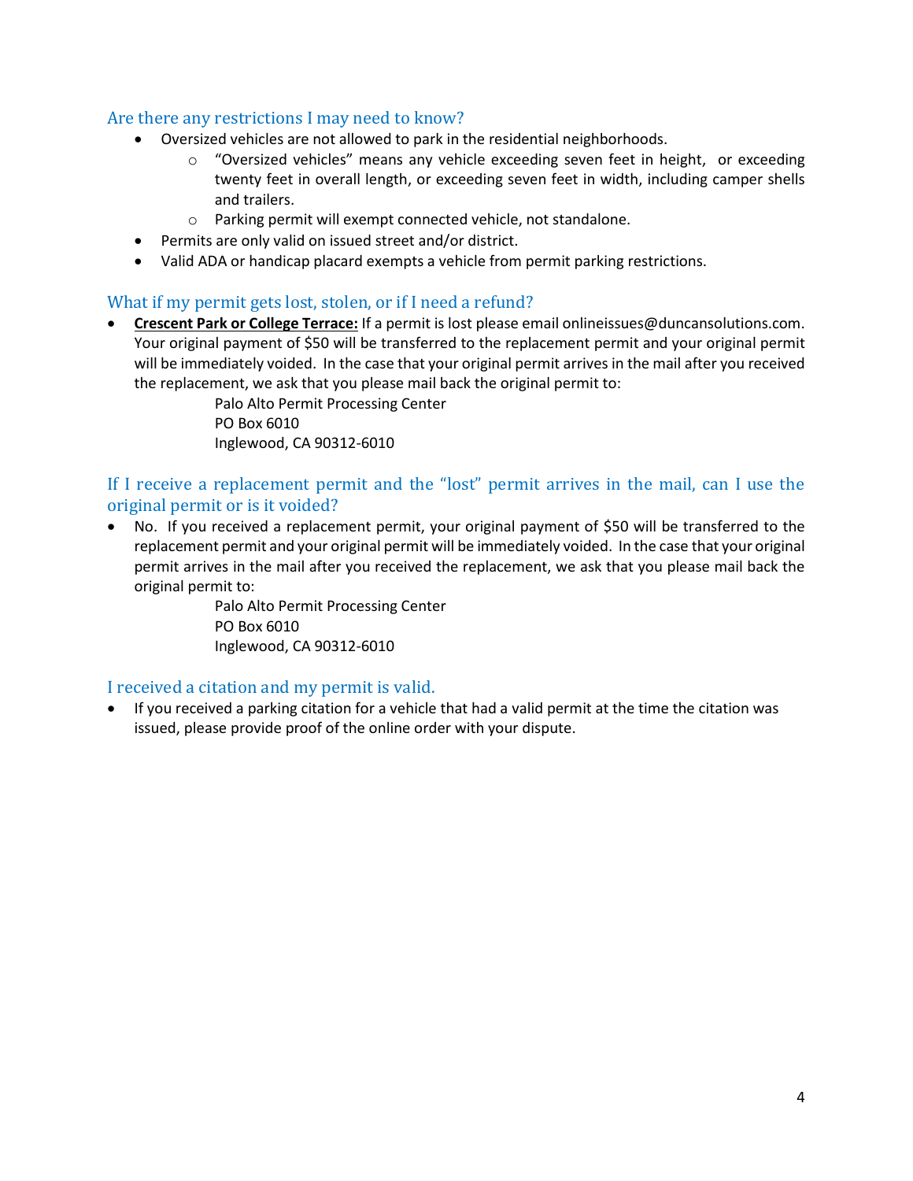## Are there any restrictions I may need to know?

- Oversized vehicles are not allowed to park in the residential neighborhoods.
  - "Oversized vehicles" means any vehicle exceeding seven feet in height, or exceeding twenty feet in overall length, or exceeding seven feet in width, including camper shells and trailers.
  - Parking permit will exempt connected vehicle, not standalone.
- Permits are only valid on issued street and/or district.
- Valid ADA or handicap placard exempts a vehicle from permit parking restrictions.

## What if my permit gets lost, stolen, or if I need a refund?

- **Crescent Park or College Terrace:** If a permit is lost please email onlineissues@duncansolutions.com. Your original payment of $50 will be transferred to the replacement permit and your original permit will be immediately voided. In the case that your original permit arrives in the mail after you received the replacement, we ask that you please mail back the original permit to:

  Palo Alto Permit Processing Center  
  PO Box 6010  
  Inglewood, CA 90312-6010

## If I receive a replacement permit and the "lost" permit arrives in the mail, can I use the original permit or is it voided?

- No. If you received a replacement permit, your original payment of $50 will be transferred to the replacement permit and your original permit will be immediately voided. In the case that your original permit arrives in the mail after you received the replacement, we ask that you please mail back the original permit to:

  Palo Alto Permit Processing Center  
  PO Box 6010  
  Inglewood, CA 90312-6010

## I received a citation and my permit is valid.

- If you received a parking citation for a vehicle that had a valid permit at the time the citation was issued, please provide proof of the online order with your dispute.